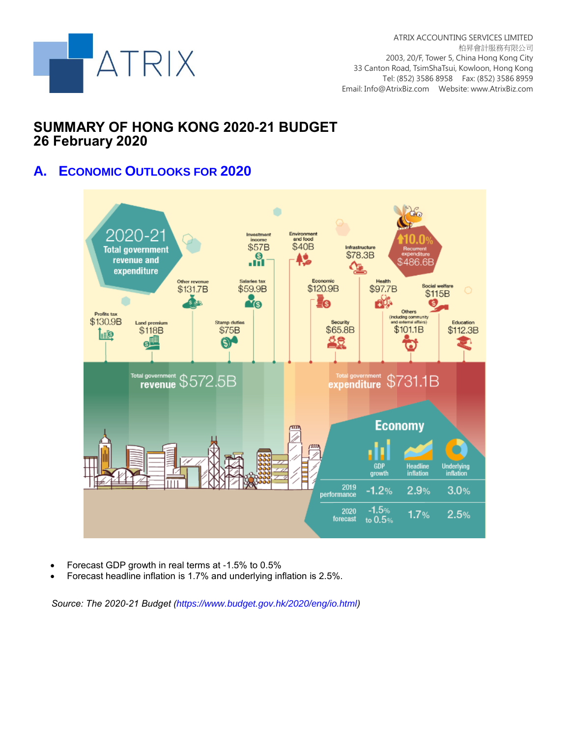ATRIX ACCOUNTING SERVICES LIMITED
柏昇會計服務有限公司
2003, 20/F, Tower 5, China Hong Kong City
33 Canton Road, TsimShaTsui, Kowloon, Hong Kong
Tel: (852) 3586 8958 Fax: (852) 3586 8959
Email: Info@AtrixBiz.com Website: www.AtrixBiz.com

# SUMMARY OF HONG KONG 2020-21 BUDGET
# 26 February 2020

## A. ECONOMIC OUTLOOKS FOR 2020

**2020-21 Total government revenue and expenditure**

**Total government revenue $572.5B**

- Profits tax $130.9B
- Land premium $118B
- Other revenue $131.7B
- Stamp duties $75B
- Salaries tax $59.9B
- Investment income $57B

**Total government expenditure $731.1B**

- Environment and food $40B
- Economic $120.9B
- Infrastructure $78.3B
- Security $65.8B
- Health $97.7B
- Others (including community and external affairs) $101.1B
- Social welfare $115B
- Education $112.3B

↑10.0% Recurrent expenditure $486.6B

**Economy**

| | GDP growth | Headline inflation | Underlying inflation |
|---|---|---|---|
| 2019 performance | -1.2% | 2.9% | 3.0% |
| 2020 forecast | -1.5% to 0.5% | 1.7% | 2.5% |

- Forecast GDP growth in real terms at -1.5% to 0.5%
- Forecast headline inflation is 1.7% and underlying inflation is 2.5%.

*Source: The 2020-21 Budget (https://www.budget.gov.hk/2020/eng/io.html)*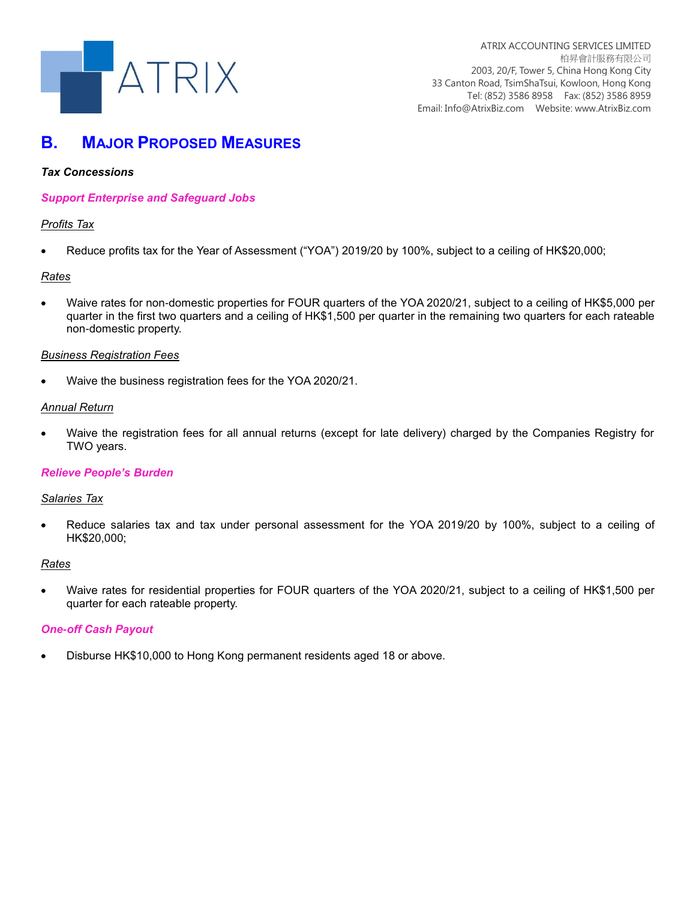## B. MAJOR PROPOSED MEASURES

***Tax Concessions***

***Support Enterprise and Safeguard Jobs***

*Profits Tax*

- Reduce profits tax for the Year of Assessment ("YOA") 2019/20 by 100%, subject to a ceiling of HK$20,000;

*Rates*

- Waive rates for non-domestic properties for FOUR quarters of the YOA 2020/21, subject to a ceiling of HK$5,000 per quarter in the first two quarters and a ceiling of HK$1,500 per quarter in the remaining two quarters for each rateable non-domestic property.

*Business Registration Fees*

- Waive the business registration fees for the YOA 2020/21.

*Annual Return*

- Waive the registration fees for all annual returns (except for late delivery) charged by the Companies Registry for TWO years.

***Relieve People's Burden***

*Salaries Tax*

- Reduce salaries tax and tax under personal assessment for the YOA 2019/20 by 100%, subject to a ceiling of HK$20,000;

*Rates*

- Waive rates for residential properties for FOUR quarters of the YOA 2020/21, subject to a ceiling of HK$1,500 per quarter for each rateable property.

***One-off Cash Payout***

- Disburse HK$10,000 to Hong Kong permanent residents aged 18 or above.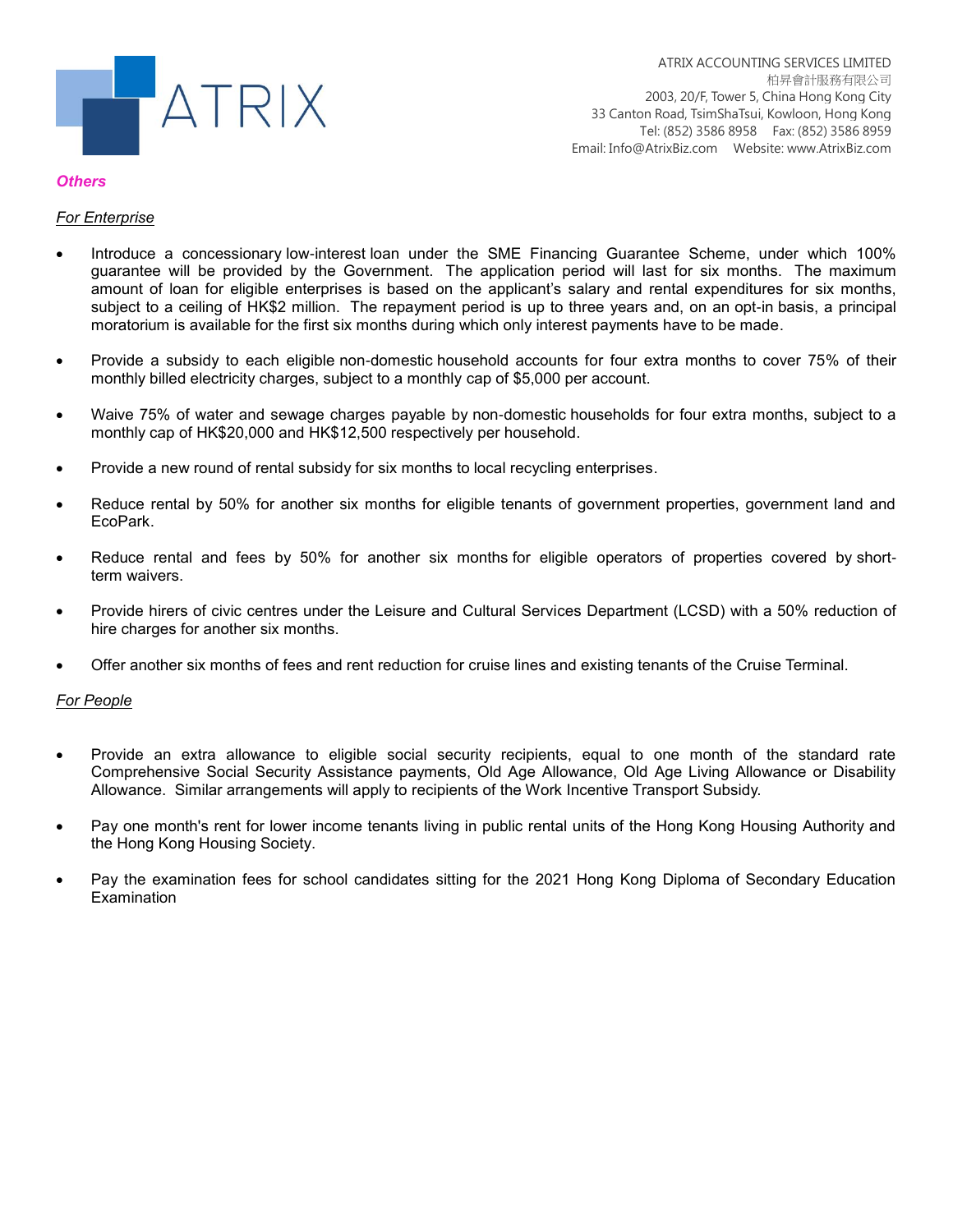***Others***

*For Enterprise*

- Introduce a concessionary low-interest loan under the SME Financing Guarantee Scheme, under which 100% guarantee will be provided by the Government. The application period will last for six months. The maximum amount of loan for eligible enterprises is based on the applicant's salary and rental expenditures for six months, subject to a ceiling of HK$2 million. The repayment period is up to three years and, on an opt-in basis, a principal moratorium is available for the first six months during which only interest payments have to be made.

- Provide a subsidy to each eligible non-domestic household accounts for four extra months to cover 75% of their monthly billed electricity charges, subject to a monthly cap of $5,000 per account.

- Waive 75% of water and sewage charges payable by non-domestic households for four extra months, subject to a monthly cap of HK$20,000 and HK$12,500 respectively per household.

- Provide a new round of rental subsidy for six months to local recycling enterprises.

- Reduce rental by 50% for another six months for eligible tenants of government properties, government land and EcoPark.

- Reduce rental and fees by 50% for another six months for eligible operators of properties covered by short-term waivers.

- Provide hirers of civic centres under the Leisure and Cultural Services Department (LCSD) with a 50% reduction of hire charges for another six months.

- Offer another six months of fees and rent reduction for cruise lines and existing tenants of the Cruise Terminal.

*For People*

- Provide an extra allowance to eligible social security recipients, equal to one month of the standard rate Comprehensive Social Security Assistance payments, Old Age Allowance, Old Age Living Allowance or Disability Allowance. Similar arrangements will apply to recipients of the Work Incentive Transport Subsidy.

- Pay one month's rent for lower income tenants living in public rental units of the Hong Kong Housing Authority and the Hong Kong Housing Society.

- Pay the examination fees for school candidates sitting for the 2021 Hong Kong Diploma of Secondary Education Examination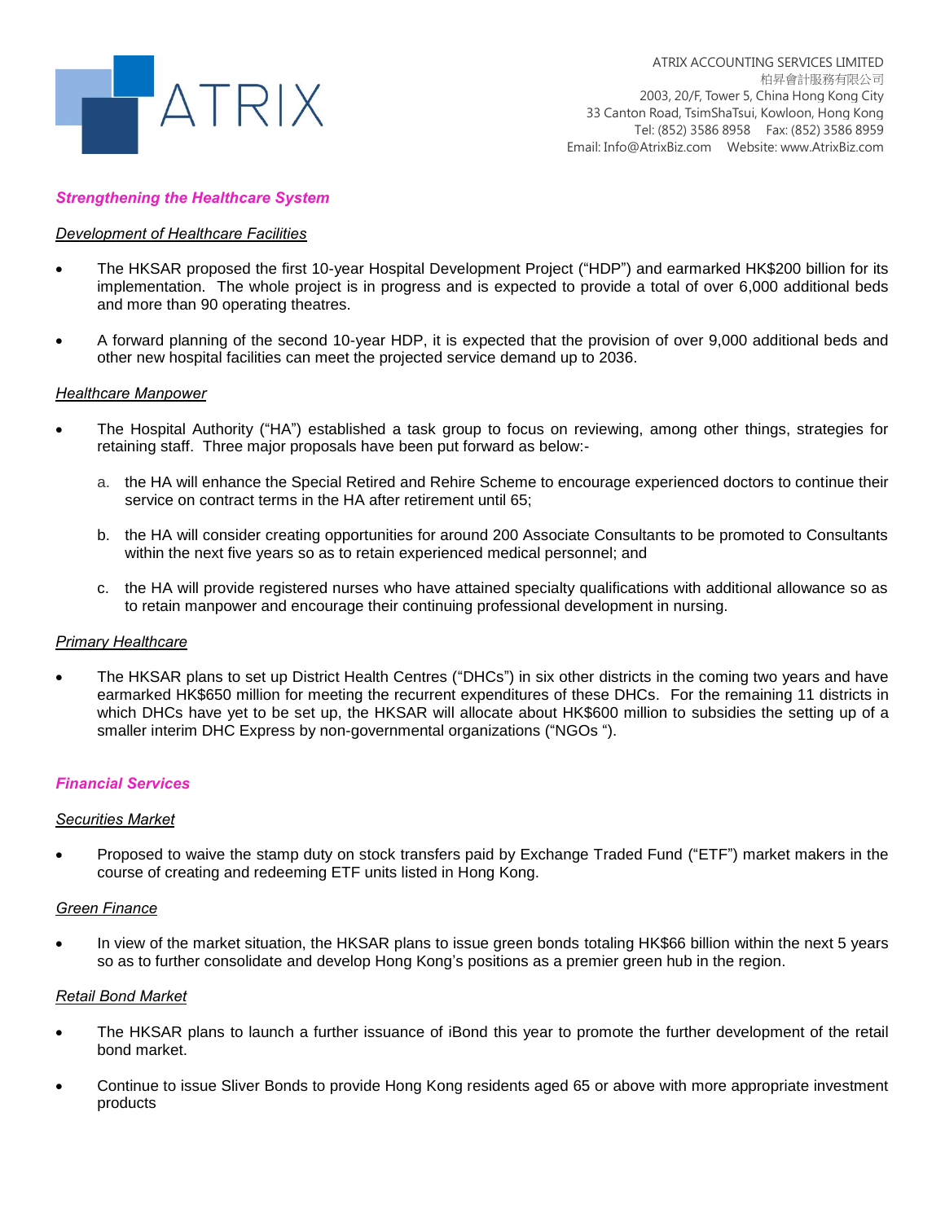## *Strengthening the Healthcare System*

### *Development of Healthcare Facilities*

- The HKSAR proposed the first 10-year Hospital Development Project ("HDP") and earmarked HK$200 billion for its implementation. The whole project is in progress and is expected to provide a total of over 6,000 additional beds and more than 90 operating theatres.

- A forward planning of the second 10-year HDP, it is expected that the provision of over 9,000 additional beds and other new hospital facilities can meet the projected service demand up to 2036.

### *Healthcare Manpower*

- The Hospital Authority ("HA") established a task group to focus on reviewing, among other things, strategies for retaining staff. Three major proposals have been put forward as below:-

  a. the HA will enhance the Special Retired and Rehire Scheme to encourage experienced doctors to continue their service on contract terms in the HA after retirement until 65;

  b. the HA will consider creating opportunities for around 200 Associate Consultants to be promoted to Consultants within the next five years so as to retain experienced medical personnel; and

  c. the HA will provide registered nurses who have attained specialty qualifications with additional allowance so as to retain manpower and encourage their continuing professional development in nursing.

### *Primary Healthcare*

- The HKSAR plans to set up District Health Centres ("DHCs") in six other districts in the coming two years and have earmarked HK$650 million for meeting the recurrent expenditures of these DHCs. For the remaining 11 districts in which DHCs have yet to be set up, the HKSAR will allocate about HK$600 million to subsidies the setting up of a smaller interim DHC Express by non-governmental organizations ("NGOs ").

## *Financial Services*

### *Securities Market*

- Proposed to waive the stamp duty on stock transfers paid by Exchange Traded Fund ("ETF") market makers in the course of creating and redeeming ETF units listed in Hong Kong.

### *Green Finance*

- In view of the market situation, the HKSAR plans to issue green bonds totaling HK$66 billion within the next 5 years so as to further consolidate and develop Hong Kong's positions as a premier green hub in the region.

### *Retail Bond Market*

- The HKSAR plans to launch a further issuance of iBond this year to promote the further development of the retail bond market.

- Continue to issue Sliver Bonds to provide Hong Kong residents aged 65 or above with more appropriate investment products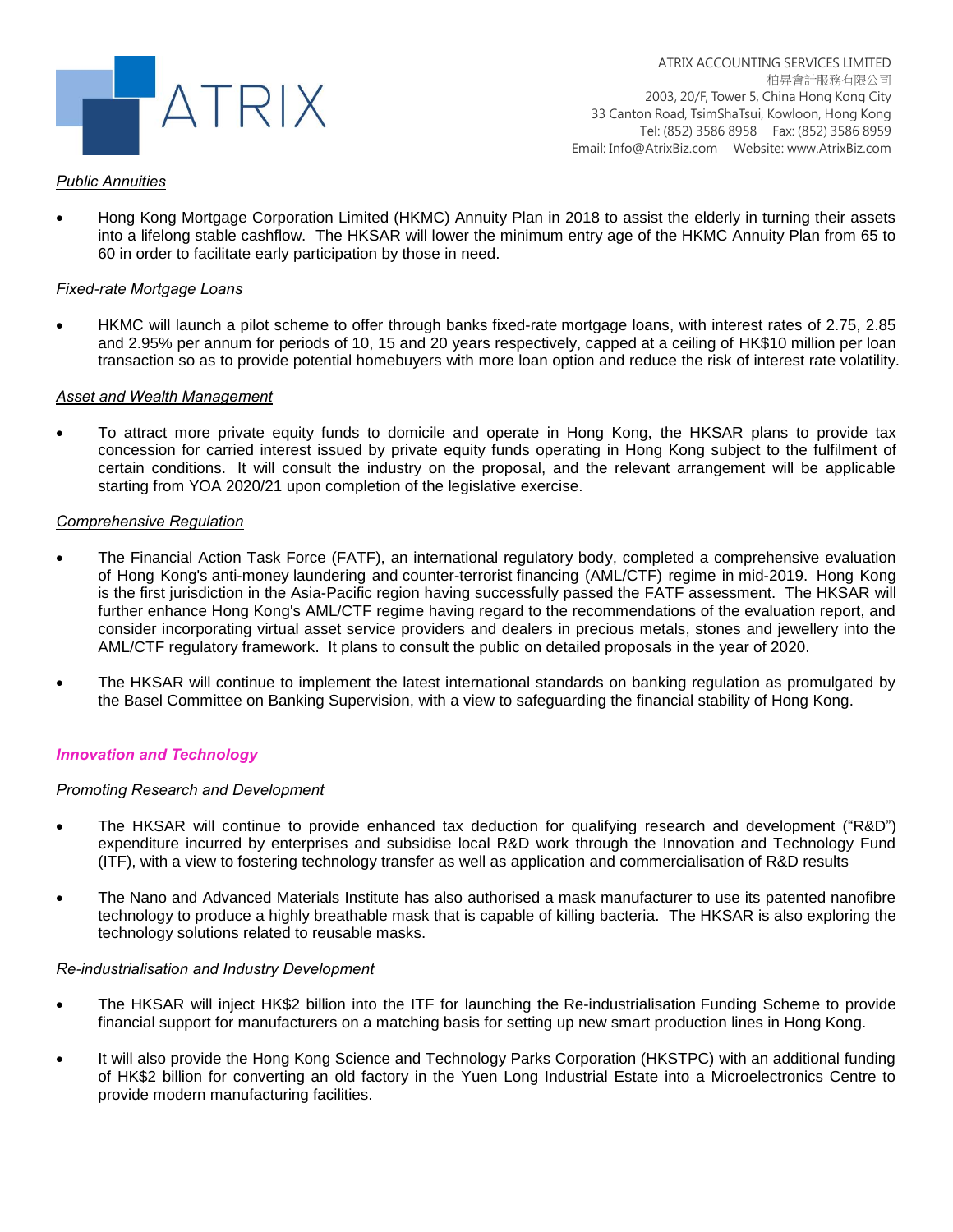*Public Annuities*

- Hong Kong Mortgage Corporation Limited (HKMC) Annuity Plan in 2018 to assist the elderly in turning their assets into a lifelong stable cashflow. The HKSAR will lower the minimum entry age of the HKMC Annuity Plan from 65 to 60 in order to facilitate early participation by those in need.

*Fixed-rate Mortgage Loans*

- HKMC will launch a pilot scheme to offer through banks fixed-rate mortgage loans, with interest rates of 2.75, 2.85 and 2.95% per annum for periods of 10, 15 and 20 years respectively, capped at a ceiling of HK$10 million per loan transaction so as to provide potential homebuyers with more loan option and reduce the risk of interest rate volatility.

*Asset and Wealth Management*

- To attract more private equity funds to domicile and operate in Hong Kong, the HKSAR plans to provide tax concession for carried interest issued by private equity funds operating in Hong Kong subject to the fulfilment of certain conditions. It will consult the industry on the proposal, and the relevant arrangement will be applicable starting from YOA 2020/21 upon completion of the legislative exercise.

*Comprehensive Regulation*

- The Financial Action Task Force (FATF), an international regulatory body, completed a comprehensive evaluation of Hong Kong's anti-money laundering and counter-terrorist financing (AML/CTF) regime in mid-2019. Hong Kong is the first jurisdiction in the Asia-Pacific region having successfully passed the FATF assessment. The HKSAR will further enhance Hong Kong's AML/CTF regime having regard to the recommendations of the evaluation report, and consider incorporating virtual asset service providers and dealers in precious metals, stones and jewellery into the AML/CTF regulatory framework. It plans to consult the public on detailed proposals in the year of 2020.
- The HKSAR will continue to implement the latest international standards on banking regulation as promulgated by the Basel Committee on Banking Supervision, with a view to safeguarding the financial stability of Hong Kong.

## ***Innovation and Technology***

*Promoting Research and Development*

- The HKSAR will continue to provide enhanced tax deduction for qualifying research and development ("R&D") expenditure incurred by enterprises and subsidise local R&D work through the Innovation and Technology Fund (ITF), with a view to fostering technology transfer as well as application and commercialisation of R&D results
- The Nano and Advanced Materials Institute has also authorised a mask manufacturer to use its patented nanofibre technology to produce a highly breathable mask that is capable of killing bacteria. The HKSAR is also exploring the technology solutions related to reusable masks.

*Re-industrialisation and Industry Development*

- The HKSAR will inject HK$2 billion into the ITF for launching the Re-industrialisation Funding Scheme to provide financial support for manufacturers on a matching basis for setting up new smart production lines in Hong Kong.
- It will also provide the Hong Kong Science and Technology Parks Corporation (HKSTPC) with an additional funding of HK$2 billion for converting an old factory in the Yuen Long Industrial Estate into a Microelectronics Centre to provide modern manufacturing facilities.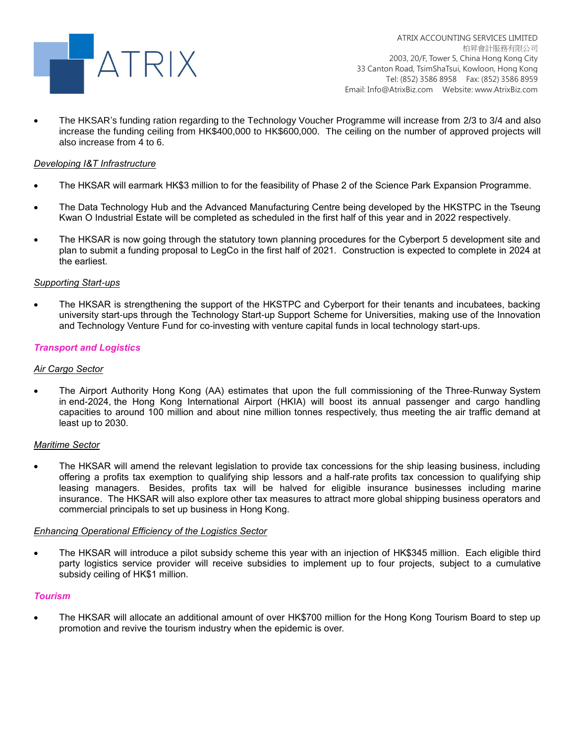- The HKSAR's funding ration regarding to the Technology Voucher Programme will increase from 2/3 to 3/4 and also increase the funding ceiling from HK$400,000 to HK$600,000. The ceiling on the number of approved projects will also increase from 4 to 6.

*Developing I&T Infrastructure*

- The HKSAR will earmark HK$3 million to for the feasibility of Phase 2 of the Science Park Expansion Programme.
- The Data Technology Hub and the Advanced Manufacturing Centre being developed by the HKSTPC in the Tseung Kwan O Industrial Estate will be completed as scheduled in the first half of this year and in 2022 respectively.
- The HKSAR is now going through the statutory town planning procedures for the Cyberport 5 development site and plan to submit a funding proposal to LegCo in the first half of 2021. Construction is expected to complete in 2024 at the earliest.

*Supporting Start-ups*

- The HKSAR is strengthening the support of the HKSTPC and Cyberport for their tenants and incubatees, backing university start-ups through the Technology Start-up Support Scheme for Universities, making use of the Innovation and Technology Venture Fund for co-investing with venture capital funds in local technology start-ups.

### *Transport and Logistics*

*Air Cargo Sector*

- The Airport Authority Hong Kong (AA) estimates that upon the full commissioning of the Three-Runway System in end-2024, the Hong Kong International Airport (HKIA) will boost its annual passenger and cargo handling capacities to around 100 million and about nine million tonnes respectively, thus meeting the air traffic demand at least up to 2030.

*Maritime Sector*

- The HKSAR will amend the relevant legislation to provide tax concessions for the ship leasing business, including offering a profits tax exemption to qualifying ship lessors and a half-rate profits tax concession to qualifying ship leasing managers. Besides, profits tax will be halved for eligible insurance businesses including marine insurance. The HKSAR will also explore other tax measures to attract more global shipping business operators and commercial principals to set up business in Hong Kong.

*Enhancing Operational Efficiency of the Logistics Sector*

- The HKSAR will introduce a pilot subsidy scheme this year with an injection of HK$345 million. Each eligible third party logistics service provider will receive subsidies to implement up to four projects, subject to a cumulative subsidy ceiling of HK$1 million.

### *Tourism*

- The HKSAR will allocate an additional amount of over HK$700 million for the Hong Kong Tourism Board to step up promotion and revive the tourism industry when the epidemic is over.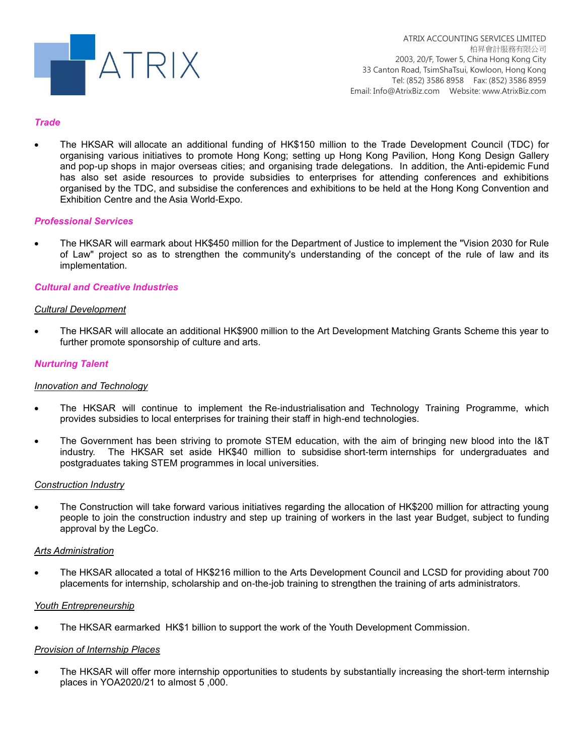### *Trade*

- The HKSAR will allocate an additional funding of HK$150 million to the Trade Development Council (TDC) for organising various initiatives to promote Hong Kong; setting up Hong Kong Pavilion, Hong Kong Design Gallery and pop-up shops in major overseas cities; and organising trade delegations. In addition, the Anti-epidemic Fund has also set aside resources to provide subsidies to enterprises for attending conferences and exhibitions organised by the TDC, and subsidise the conferences and exhibitions to be held at the Hong Kong Convention and Exhibition Centre and the Asia World-Expo.

### *Professional Services*

- The HKSAR will earmark about HK$450 million for the Department of Justice to implement the "Vision 2030 for Rule of Law" project so as to strengthen the community's understanding of the concept of the rule of law and its implementation.

### *Cultural and Creative Industries*

#### Cultural Development

- The HKSAR will allocate an additional HK$900 million to the Art Development Matching Grants Scheme this year to further promote sponsorship of culture and arts.

### *Nurturing Talent*

#### Innovation and Technology

- The HKSAR will continue to implement the Re-industrialisation and Technology Training Programme, which provides subsidies to local enterprises for training their staff in high-end technologies.

- The Government has been striving to promote STEM education, with the aim of bringing new blood into the I&T industry. The HKSAR set aside HK$40 million to subsidise short-term internships for undergraduates and postgraduates taking STEM programmes in local universities.

#### Construction Industry

- The Construction will take forward various initiatives regarding the allocation of HK$200 million for attracting young people to join the construction industry and step up training of workers in the last year Budget, subject to funding approval by the LegCo.

#### Arts Administration

- The HKSAR allocated a total of HK$216 million to the Arts Development Council and LCSD for providing about 700 placements for internship, scholarship and on-the-job training to strengthen the training of arts administrators.

#### Youth Entrepreneurship

- The HKSAR earmarked HK$1 billion to support the work of the Youth Development Commission.

#### Provision of Internship Places

- The HKSAR will offer more internship opportunities to students by substantially increasing the short-term internship places in YOA2020/21 to almost 5 ,000.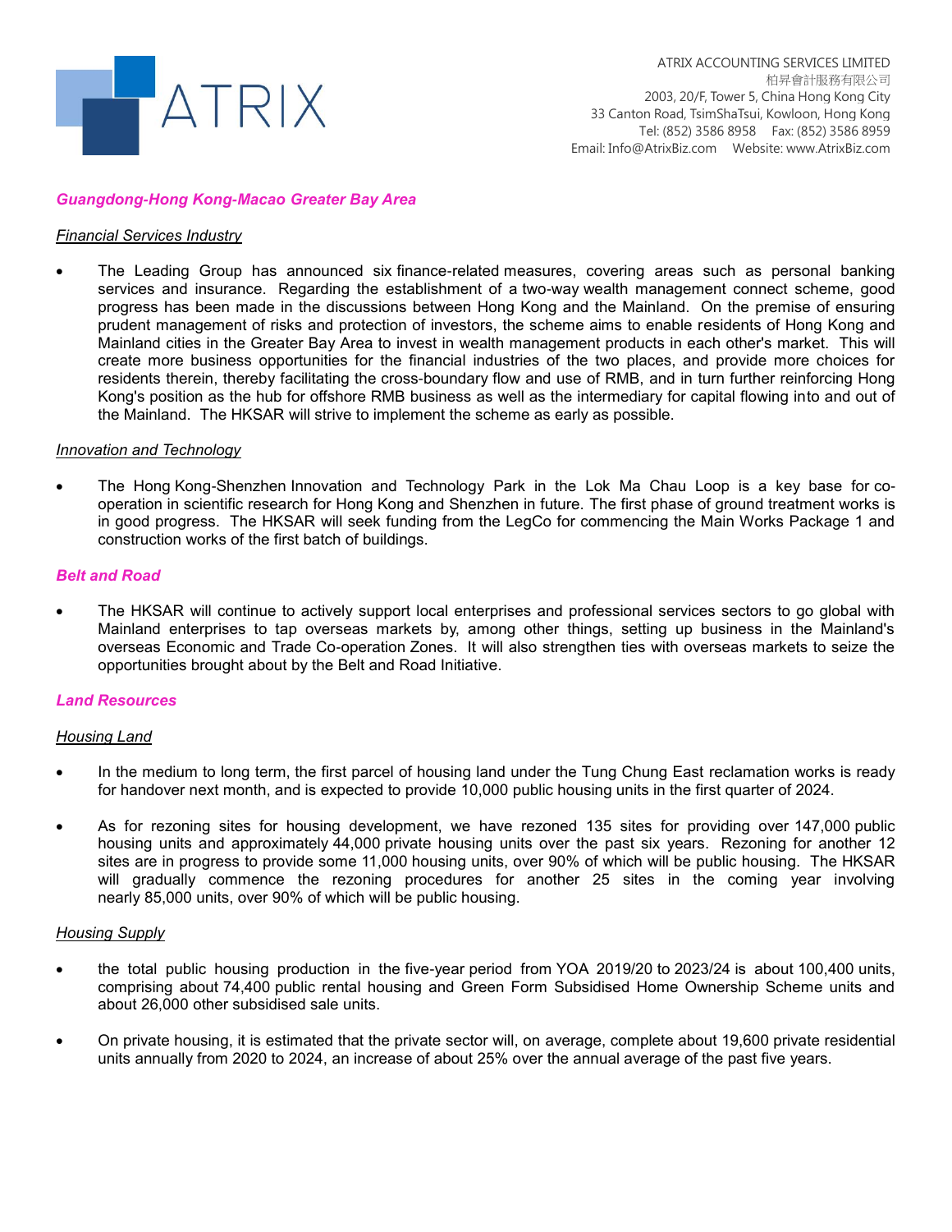## *Guangdong-Hong Kong-Macao Greater Bay Area*

### *Financial Services Industry*

- The Leading Group has announced six finance-related measures, covering areas such as personal banking services and insurance. Regarding the establishment of a two-way wealth management connect scheme, good progress has been made in the discussions between Hong Kong and the Mainland. On the premise of ensuring prudent management of risks and protection of investors, the scheme aims to enable residents of Hong Kong and Mainland cities in the Greater Bay Area to invest in wealth management products in each other's market. This will create more business opportunities for the financial industries of the two places, and provide more choices for residents therein, thereby facilitating the cross-boundary flow and use of RMB, and in turn further reinforcing Hong Kong's position as the hub for offshore RMB business as well as the intermediary for capital flowing into and out of the Mainland. The HKSAR will strive to implement the scheme as early as possible.

### *Innovation and Technology*

- The Hong Kong-Shenzhen Innovation and Technology Park in the Lok Ma Chau Loop is a key base for co-operation in scientific research for Hong Kong and Shenzhen in future. The first phase of ground treatment works is in good progress. The HKSAR will seek funding from the LegCo for commencing the Main Works Package 1 and construction works of the first batch of buildings.

## *Belt and Road*

- The HKSAR will continue to actively support local enterprises and professional services sectors to go global with Mainland enterprises to tap overseas markets by, among other things, setting up business in the Mainland's overseas Economic and Trade Co-operation Zones. It will also strengthen ties with overseas markets to seize the opportunities brought about by the Belt and Road Initiative.

## *Land Resources*

### *Housing Land*

- In the medium to long term, the first parcel of housing land under the Tung Chung East reclamation works is ready for handover next month, and is expected to provide 10,000 public housing units in the first quarter of 2024.

- As for rezoning sites for housing development, we have rezoned 135 sites for providing over 147,000 public housing units and approximately 44,000 private housing units over the past six years. Rezoning for another 12 sites are in progress to provide some 11,000 housing units, over 90% of which will be public housing. The HKSAR will gradually commence the rezoning procedures for another 25 sites in the coming year involving nearly 85,000 units, over 90% of which will be public housing.

### *Housing Supply*

- the total public housing production in the five-year period from YOA 2019/20 to 2023/24 is about 100,400 units, comprising about 74,400 public rental housing and Green Form Subsidised Home Ownership Scheme units and about 26,000 other subsidised sale units.

- On private housing, it is estimated that the private sector will, on average, complete about 19,600 private residential units annually from 2020 to 2024, an increase of about 25% over the annual average of the past five years.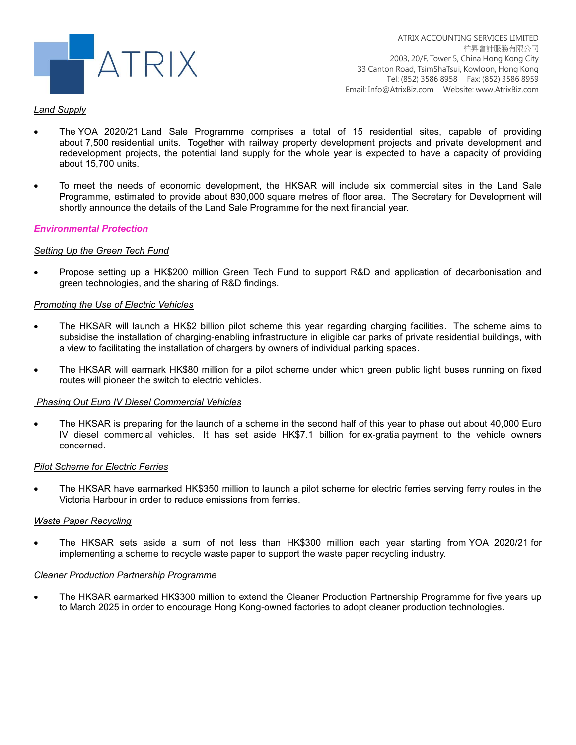*Land Supply*

- The YOA 2020/21 Land Sale Programme comprises a total of 15 residential sites, capable of providing about 7,500 residential units. Together with railway property development projects and private development and redevelopment projects, the potential land supply for the whole year is expected to have a capacity of providing about 15,700 units.

- To meet the needs of economic development, the HKSAR will include six commercial sites in the Land Sale Programme, estimated to provide about 830,000 square metres of floor area. The Secretary for Development will shortly announce the details of the Land Sale Programme for the next financial year.

## ***Environmental Protection***

*Setting Up the Green Tech Fund*

- Propose setting up a HK$200 million Green Tech Fund to support R&D and application of decarbonisation and green technologies, and the sharing of R&D findings.

*Promoting the Use of Electric Vehicles*

- The HKSAR will launch a HK$2 billion pilot scheme this year regarding charging facilities. The scheme aims to subsidise the installation of charging-enabling infrastructure in eligible car parks of private residential buildings, with a view to facilitating the installation of chargers by owners of individual parking spaces.

- The HKSAR will earmark HK$80 million for a pilot scheme under which green public light buses running on fixed routes will pioneer the switch to electric vehicles.

*Phasing Out Euro IV Diesel Commercial Vehicles*

- The HKSAR is preparing for the launch of a scheme in the second half of this year to phase out about 40,000 Euro IV diesel commercial vehicles. It has set aside HK$7.1 billion for ex-gratia payment to the vehicle owners concerned.

*Pilot Scheme for Electric Ferries*

- The HKSAR have earmarked HK$350 million to launch a pilot scheme for electric ferries serving ferry routes in the Victoria Harbour in order to reduce emissions from ferries.

*Waste Paper Recycling*

- The HKSAR sets aside a sum of not less than HK$300 million each year starting from YOA 2020/21 for implementing a scheme to recycle waste paper to support the waste paper recycling industry.

*Cleaner Production Partnership Programme*

- The HKSAR earmarked HK$300 million to extend the Cleaner Production Partnership Programme for five years up to March 2025 in order to encourage Hong Kong-owned factories to adopt cleaner production technologies.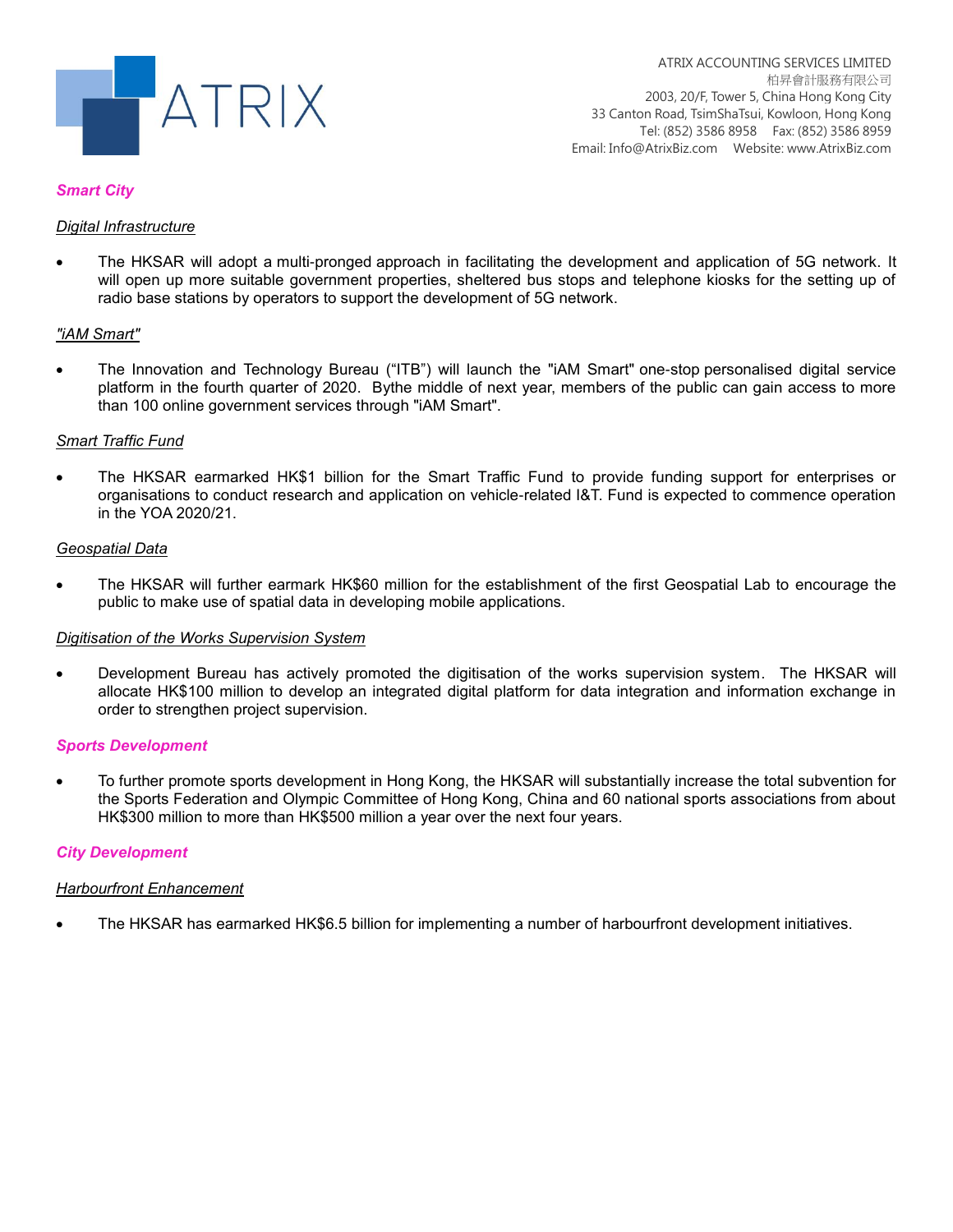## *Smart City*

### *Digital Infrastructure*

- The HKSAR will adopt a multi-pronged approach in facilitating the development and application of 5G network. It will open up more suitable government properties, sheltered bus stops and telephone kiosks for the setting up of radio base stations by operators to support the development of 5G network.

### *"iAM Smart"*

- The Innovation and Technology Bureau ("ITB") will launch the "iAM Smart" one-stop personalised digital service platform in the fourth quarter of 2020. Bythe middle of next year, members of the public can gain access to more than 100 online government services through "iAM Smart".

### *Smart Traffic Fund*

- The HKSAR earmarked HK$1 billion for the Smart Traffic Fund to provide funding support for enterprises or organisations to conduct research and application on vehicle-related I&T. Fund is expected to commence operation in the YOA 2020/21.

### *Geospatial Data*

- The HKSAR will further earmark HK$60 million for the establishment of the first Geospatial Lab to encourage the public to make use of spatial data in developing mobile applications.

### *Digitisation of the Works Supervision System*

- Development Bureau has actively promoted the digitisation of the works supervision system. The HKSAR will allocate HK$100 million to develop an integrated digital platform for data integration and information exchange in order to strengthen project supervision.

## *Sports Development*

- To further promote sports development in Hong Kong, the HKSAR will substantially increase the total subvention for the Sports Federation and Olympic Committee of Hong Kong, China and 60 national sports associations from about HK$300 million to more than HK$500 million a year over the next four years.

## *City Development*

### *Harbourfront Enhancement*

- The HKSAR has earmarked HK$6.5 billion for implementing a number of harbourfront development initiatives.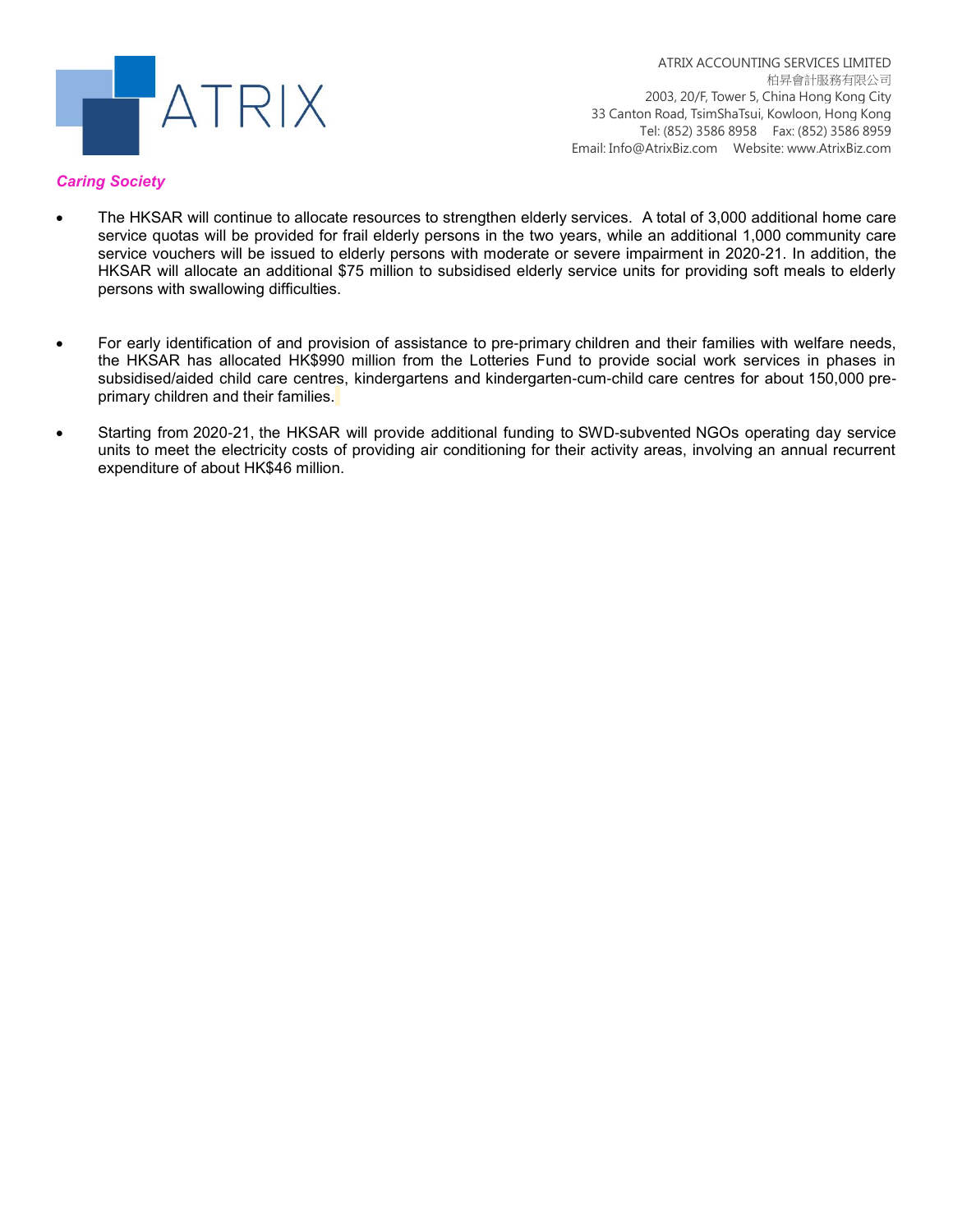***Caring Society***

- The HKSAR will continue to allocate resources to strengthen elderly services. A total of 3,000 additional home care service quotas will be provided for frail elderly persons in the two years, while an additional 1,000 community care service vouchers will be issued to elderly persons with moderate or severe impairment in 2020-21. In addition, the HKSAR will allocate an additional $75 million to subsidised elderly service units for providing soft meals to elderly persons with swallowing difficulties.

- For early identification of and provision of assistance to pre-primary children and their families with welfare needs, the HKSAR has allocated HK$990 million from the Lotteries Fund to provide social work services in phases in subsidised/aided child care centres, kindergartens and kindergarten-cum-child care centres for about 150,000 pre-primary children and their families.

- Starting from 2020-21, the HKSAR will provide additional funding to SWD-subvented NGOs operating day service units to meet the electricity costs of providing air conditioning for their activity areas, involving an annual recurrent expenditure of about HK$46 million.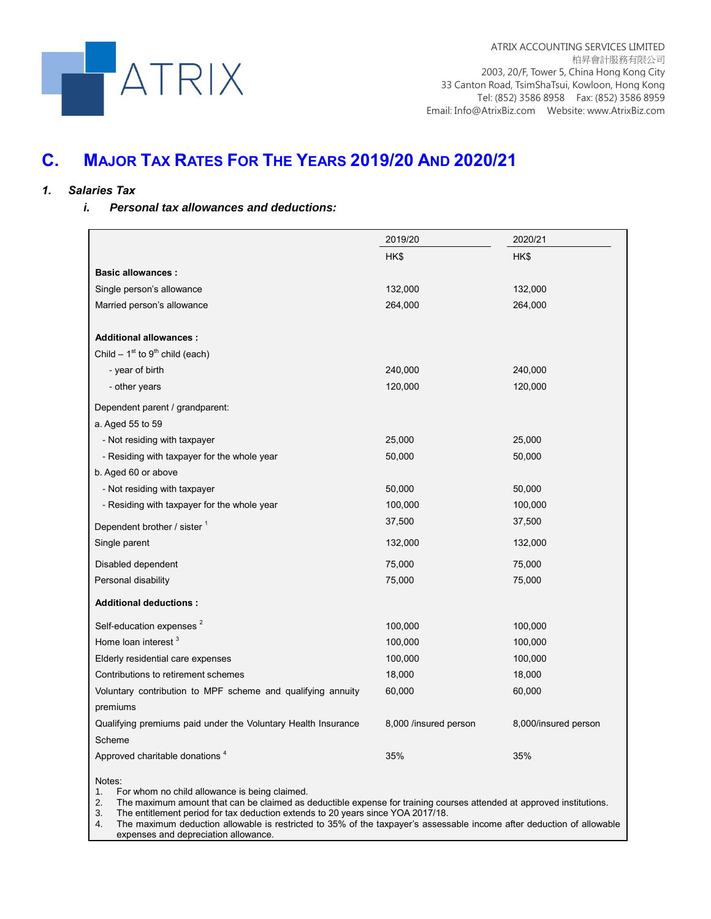## C. MAJOR TAX RATES FOR THE YEARS 2019/20 AND 2020/21

### *1. Salaries Tax*

#### *i. Personal tax allowances and deductions:*

| | 2019/20 | 2020/21 |
|---|---|---|
| | HK$ | HK$ |
| **Basic allowances :** | | |
| Single person's allowance | 132,000 | 132,000 |
| Married person's allowance | 264,000 | 264,000 |
| **Additional allowances :** | | |
| Child – 1st to 9th child (each) | | |
| - year of birth | 240,000 | 240,000 |
| - other years | 120,000 | 120,000 |
| Dependent parent / grandparent: | | |
| a. Aged 55 to 59 | | |
| - Not residing with taxpayer | 25,000 | 25,000 |
| - Residing with taxpayer for the whole year | 50,000 | 50,000 |
| b. Aged 60 or above | | |
| - Not residing with taxpayer | 50,000 | 50,000 |
| - Residing with taxpayer for the whole year | 100,000 | 100,000 |
| Dependent brother / sister [1] | 37,500 | 37,500 |
| Single parent | 132,000 | 132,000 |
| Disabled dependent | 75,000 | 75,000 |
| Personal disability | 75,000 | 75,000 |
| **Additional deductions :** | | |
| Self-education expenses [2] | 100,000 | 100,000 |
| Home loan interest [3] | 100,000 | 100,000 |
| Elderly residential care expenses | 100,000 | 100,000 |
| Contributions to retirement schemes | 18,000 | 18,000 |
| Voluntary contribution to MPF scheme and qualifying annuity premiums | 60,000 | 60,000 |
| Qualifying premiums paid under the Voluntary Health Insurance Scheme | 8,000 /insured person | 8,000/insured person |
| Approved charitable donations [4] | 35% | 35% |

Notes:

1. For whom no child allowance is being claimed.
2. The maximum amount that can be claimed as deductible expense for training courses attended at approved institutions.
3. The entitlement period for tax deduction extends to 20 years since YOA 2017/18.
4. The maximum deduction allowable is restricted to 35% of the taxpayer's assessable income after deduction of allowable expenses and depreciation allowance.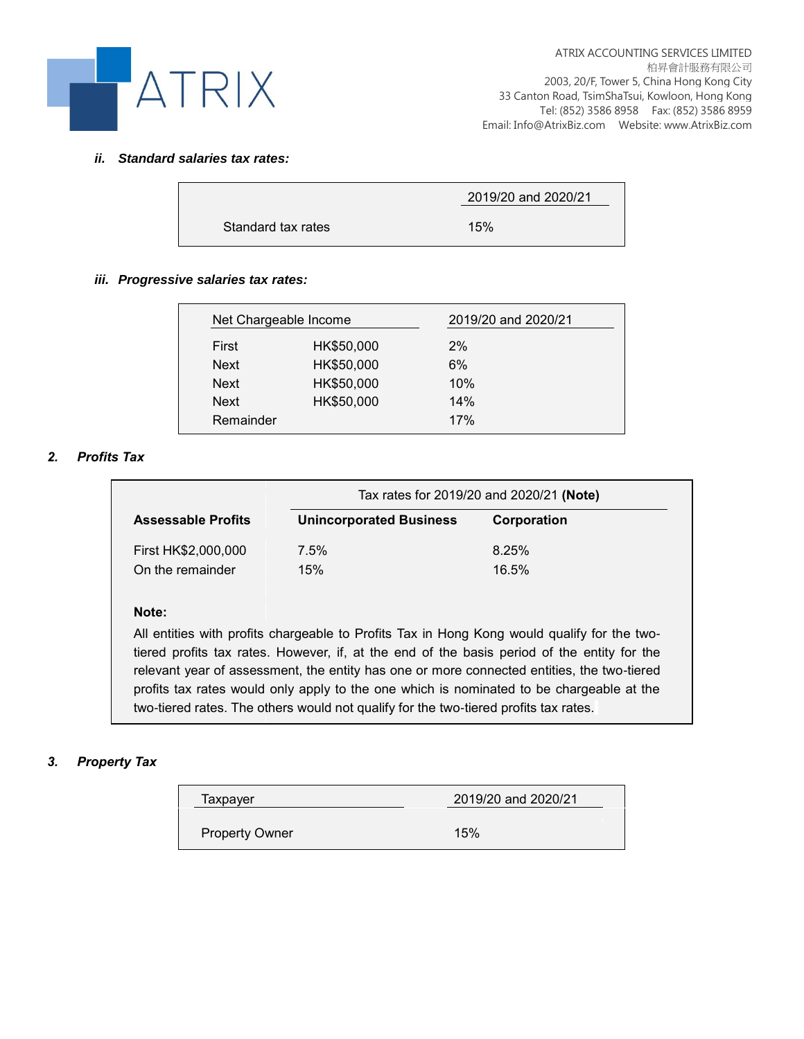***ii. Standard salaries tax rates:***

| | 2019/20 and 2020/21 |
|---|---|
| Standard tax rates | 15% |

***iii. Progressive salaries tax rates:***

| Net Chargeable Income | | 2019/20 and 2020/21 |
|---|---|---|
| First | HK$50,000 | 2% |
| Next | HK$50,000 | 6% |
| Next | HK$50,000 | 10% |
| Next | HK$50,000 | 14% |
| Remainder | | 17% |

## ***2. Profits Tax***

| | Tax rates for 2019/20 and 2020/21 **(Note)** | |
|---|---|---|
| **Assessable Profits** | **Unincorporated Business** | **Corporation** |
| First HK$2,000,000 | 7.5% | 8.25% |
| On the remainder | 15% | 16.5% |

**Note:**

All entities with profits chargeable to Profits Tax in Hong Kong would qualify for the two-tiered profits tax rates. However, if, at the end of the basis period of the entity for the relevant year of assessment, the entity has one or more connected entities, the two-tiered profits tax rates would only apply to the one which is nominated to be chargeable at the two-tiered rates. The others would not qualify for the two-tiered profits tax rates.

## ***3. Property Tax***

| Taxpayer | 2019/20 and 2020/21 |
|---|---|
| Property Owner | 15% |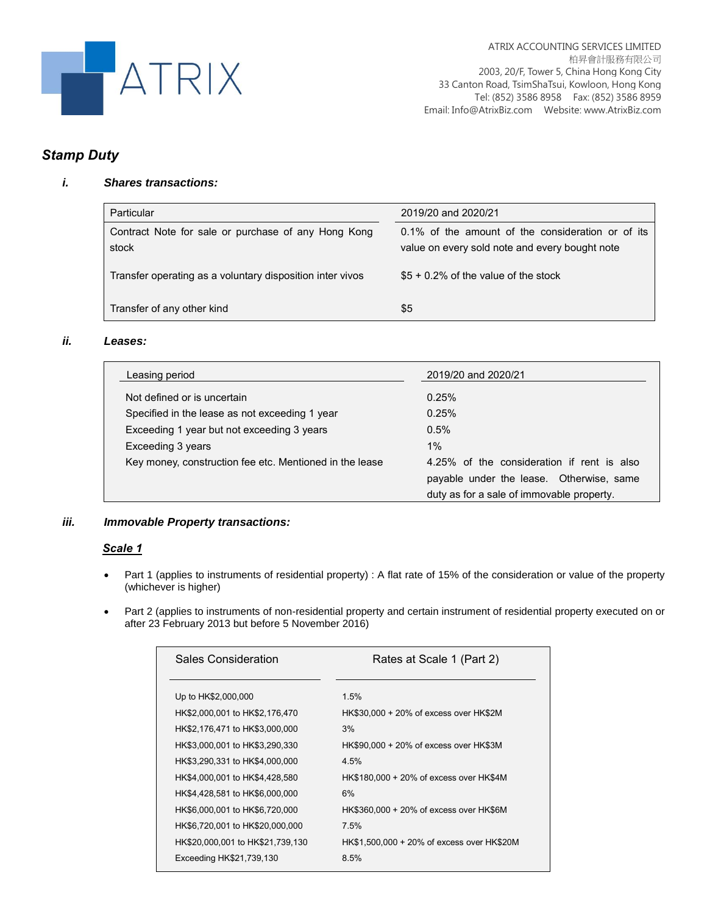## *Stamp Duty*

### *i. Shares transactions:*

| Particular | 2019/20 and 2020/21 |
|---|---|
| Contract Note for sale or purchase of any Hong Kong stock | 0.1% of the amount of the consideration or of its value on every sold note and every bought note |
| Transfer operating as a voluntary disposition inter vivos | $5 + 0.2% of the value of the stock |
| Transfer of any other kind | $5 |

### *ii. Leases:*

| Leasing period | 2019/20 and 2020/21 |
|---|---|
| Not defined or is uncertain | 0.25% |
| Specified in the lease as not exceeding 1 year | 0.25% |
| Exceeding 1 year but not exceeding 3 years | 0.5% |
| Exceeding 3 years | 1% |
| Key money, construction fee etc. Mentioned in the lease | 4.25% of the consideration if rent is also payable under the lease. Otherwise, same duty as for a sale of immovable property. |

### *iii. Immovable Property transactions:*

***Scale 1***

- Part 1 (applies to instruments of residential property) : A flat rate of 15% of the consideration or value of the property (whichever is higher)
- Part 2 (applies to instruments of non-residential property and certain instrument of residential property executed on or after 23 February 2013 but before 5 November 2016)

| Sales Consideration | Rates at Scale 1 (Part 2) |
|---|---|
| Up to HK$2,000,000 | 1.5% |
| HK$2,000,001 to HK$2,176,470 | HK$30,000 + 20% of excess over HK$2M |
| HK$2,176,471 to HK$3,000,000 | 3% |
| HK$3,000,001 to HK$3,290,330 | HK$90,000 + 20% of excess over HK$3M |
| HK$3,290,331 to HK$4,000,000 | 4.5% |
| HK$4,000,001 to HK$4,428,580 | HK$180,000 + 20% of excess over HK$4M |
| HK$4,428,581 to HK$6,000,000 | 6% |
| HK$6,000,001 to HK$6,720,000 | HK$360,000 + 20% of excess over HK$6M |
| HK$6,720,001 to HK$20,000,000 | 7.5% |
| HK$20,000,001 to HK$21,739,130 | HK$1,500,000 + 20% of excess over HK$20M |
| Exceeding HK$21,739,130 | 8.5% |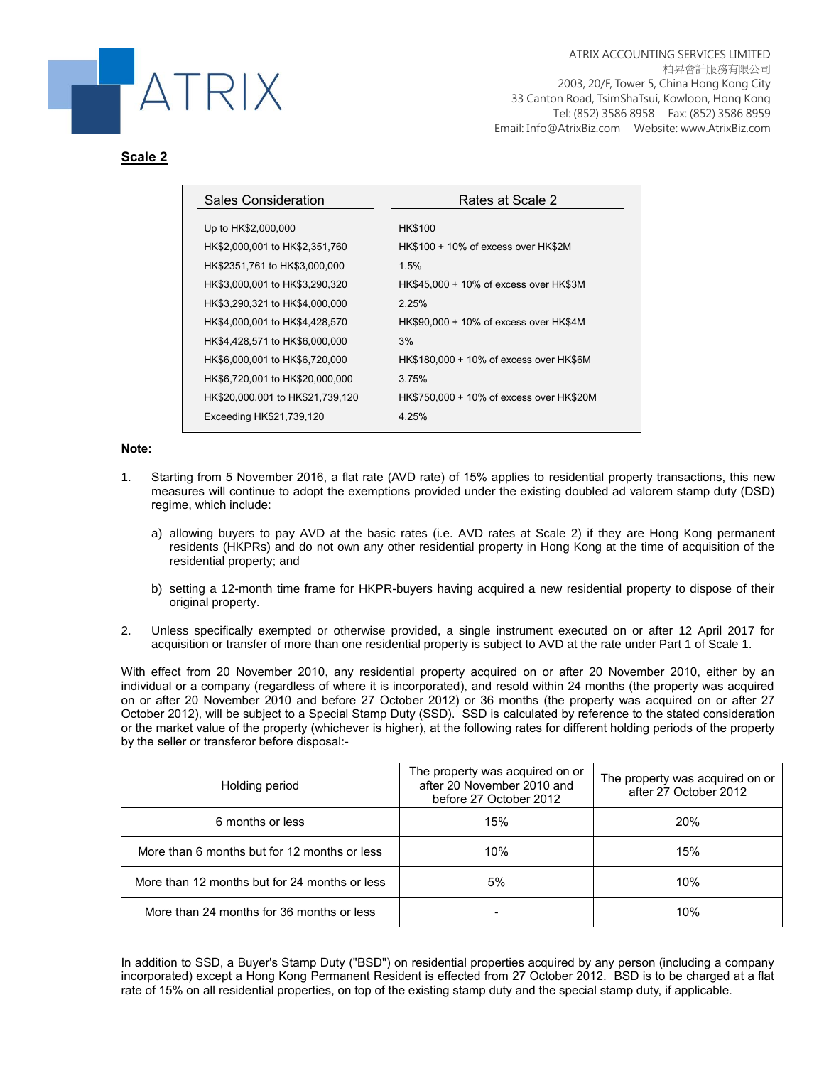## Scale 2

| Sales Consideration | Rates at Scale 2 |
|---|---|
| Up to HK$2,000,000 | HK$100 |
| HK$2,000,001 to HK$2,351,760 | HK$100 + 10% of excess over HK$2M |
| HK$2351,761 to HK$3,000,000 | 1.5% |
| HK$3,000,001 to HK$3,290,320 | HK$45,000 + 10% of excess over HK$3M |
| HK$3,290,321 to HK$4,000,000 | 2.25% |
| HK$4,000,001 to HK$4,428,570 | HK$90,000 + 10% of excess over HK$4M |
| HK$4,428,571 to HK$6,000,000 | 3% |
| HK$6,000,001 to HK$6,720,000 | HK$180,000 + 10% of excess over HK$6M |
| HK$6,720,001 to HK$20,000,000 | 3.75% |
| HK$20,000,001 to HK$21,739,120 | HK$750,000 + 10% of excess over HK$20M |
| Exceeding HK$21,739,120 | 4.25% |

**Note:**

1. Starting from 5 November 2016, a flat rate (AVD rate) of 15% applies to residential property transactions, this new measures will continue to adopt the exemptions provided under the existing doubled ad valorem stamp duty (DSD) regime, which include:

   a) allowing buyers to pay AVD at the basic rates (i.e. AVD rates at Scale 2) if they are Hong Kong permanent residents (HKPRs) and do not own any other residential property in Hong Kong at the time of acquisition of the residential property; and

   b) setting a 12-month time frame for HKPR-buyers having acquired a new residential property to dispose of their original property.

2. Unless specifically exempted or otherwise provided, a single instrument executed on or after 12 April 2017 for acquisition or transfer of more than one residential property is subject to AVD at the rate under Part 1 of Scale 1.

With effect from 20 November 2010, any residential property acquired on or after 20 November 2010, either by an individual or a company (regardless of where it is incorporated), and resold within 24 months (the property was acquired on or after 20 November 2010 and before 27 October 2012) or 36 months (the property was acquired on or after 27 October 2012), will be subject to a Special Stamp Duty (SSD). SSD is calculated by reference to the stated consideration or the market value of the property (whichever is higher), at the following rates for different holding periods of the property by the seller or transferor before disposal:-

| Holding period | The property was acquired on or after 20 November 2010 and before 27 October 2012 | The property was acquired on or after 27 October 2012 |
|---|---|---|
| 6 months or less | 15% | 20% |
| More than 6 months but for 12 months or less | 10% | 15% |
| More than 12 months but for 24 months or less | 5% | 10% |
| More than 24 months for 36 months or less | - | 10% |

In addition to SSD, a Buyer's Stamp Duty ("BSD") on residential properties acquired by any person (including a company incorporated) except a Hong Kong Permanent Resident is effected from 27 October 2012. BSD is to be charged at a flat rate of 15% on all residential properties, on top of the existing stamp duty and the special stamp duty, if applicable.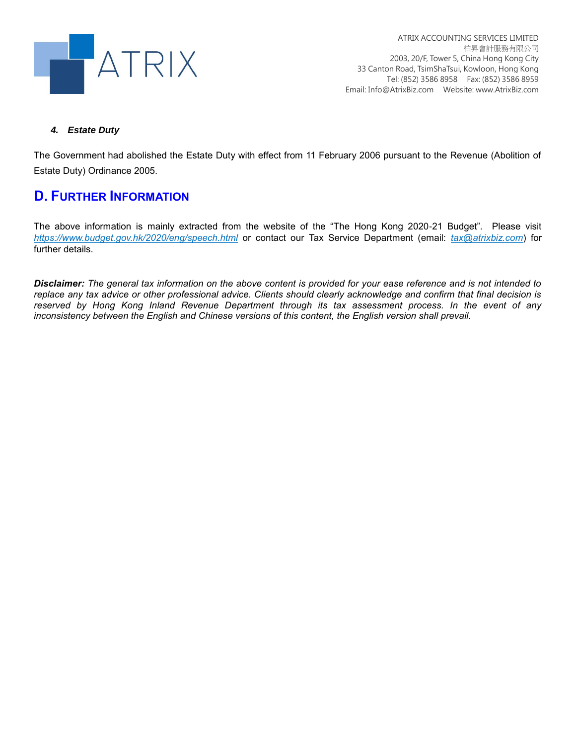#### *4. Estate Duty*

The Government had abolished the Estate Duty with effect from 11 February 2006 pursuant to the Revenue (Abolition of Estate Duty) Ordinance 2005.

## D. Further Information

The above information is mainly extracted from the website of the "The Hong Kong 2020-21 Budget". Please visit *https://www.budget.gov.hk/2020/eng/speech.html* or contact our Tax Service Department (email: *tax@atrixbiz.com*) for further details.

***Disclaimer:*** *The general tax information on the above content is provided for your ease reference and is not intended to replace any tax advice or other professional advice. Clients should clearly acknowledge and confirm that final decision is reserved by Hong Kong Inland Revenue Department through its tax assessment process. In the event of any inconsistency between the English and Chinese versions of this content, the English version shall prevail.*